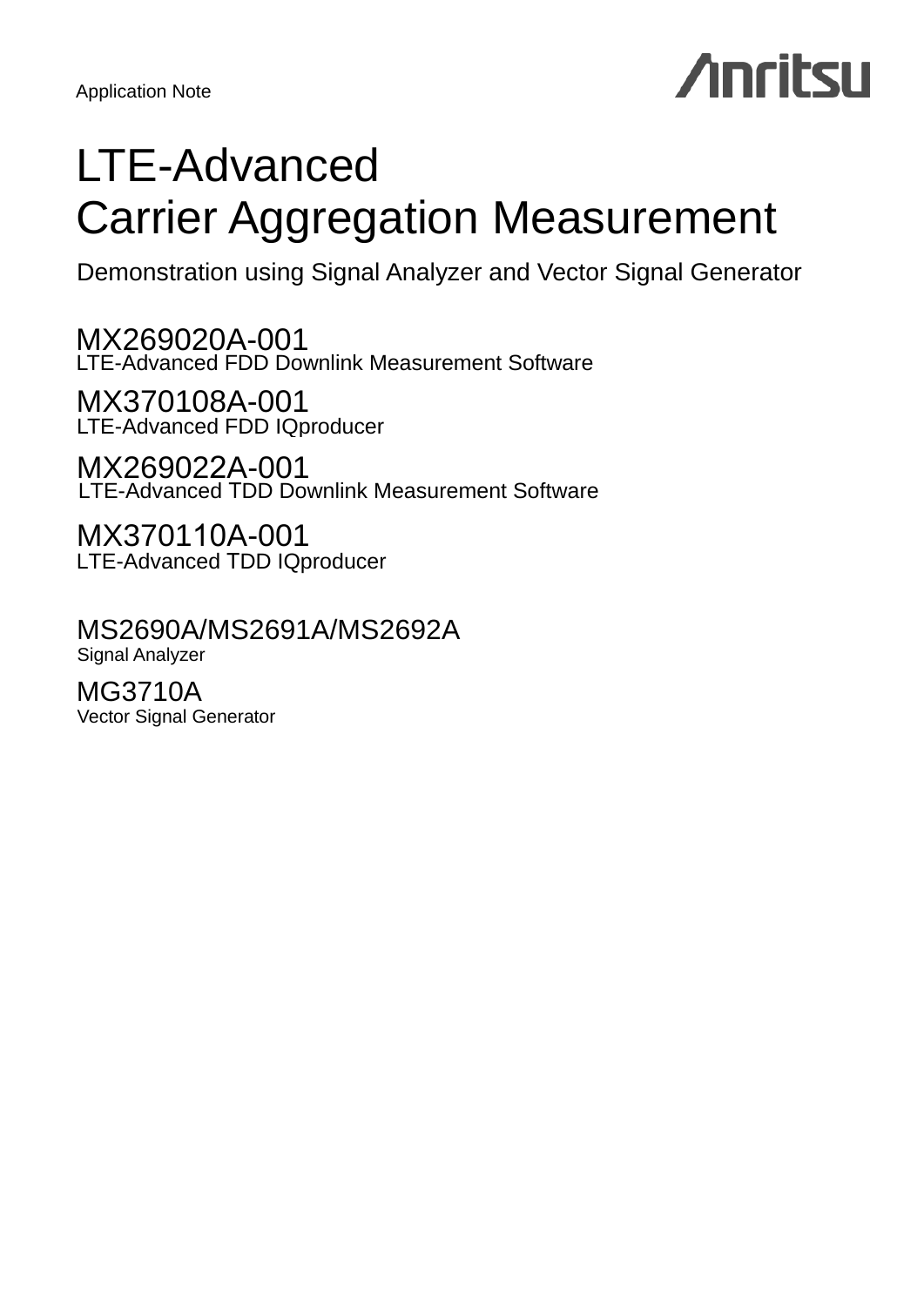Application Note

Anritsu

# LTE-Advanced Carrier Aggregation Measurement

Demonstration using Signal Analyzer and Vector Signal Generator

## MX269020A-001
LTE-Advanced FDD Downlink Measurement Software

## MX370108A-001
LTE-Advanced FDD IQproducer

## MX269022A-001
LTE-Advanced TDD Downlink Measurement Software

## MX370110A-001
LTE-Advanced TDD IQproducer

## MS2690A/MS2691A/MS2692A
Signal Analyzer

## MG3710A
Vector Signal Generator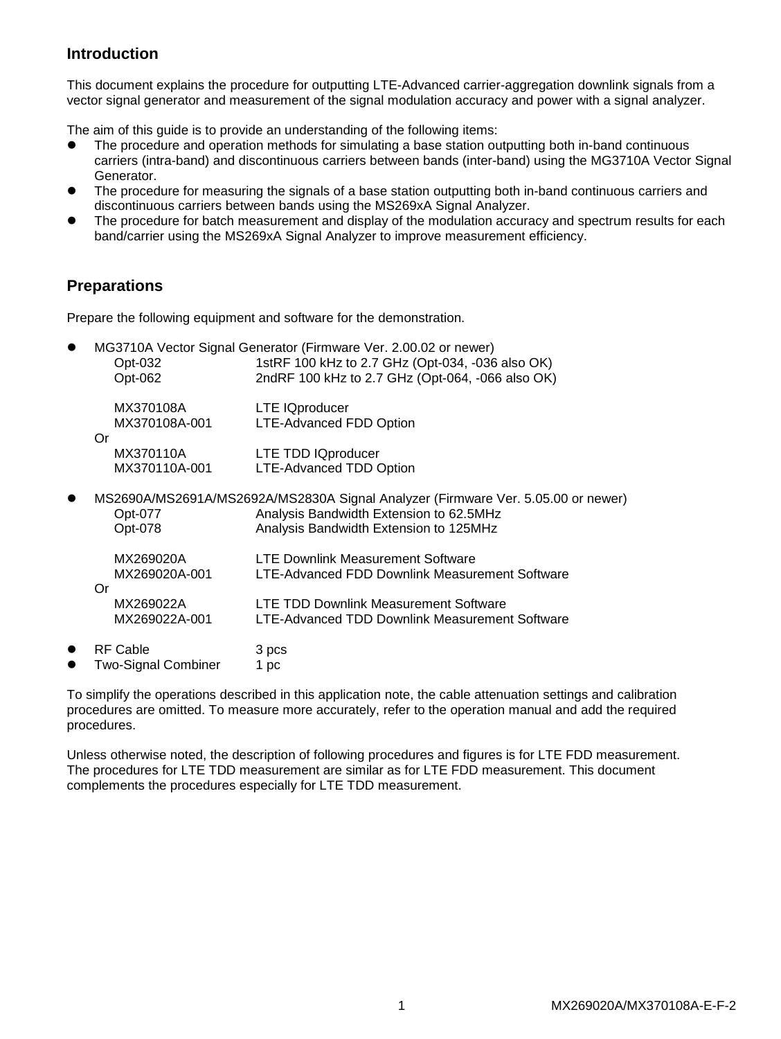## Introduction

This document explains the procedure for outputting LTE-Advanced carrier-aggregation downlink signals from a vector signal generator and measurement of the signal modulation accuracy and power with a signal analyzer.

The aim of this guide is to provide an understanding of the following items:

- The procedure and operation methods for simulating a base station outputting both in-band continuous carriers (intra-band) and discontinuous carriers between bands (inter-band) using the MG3710A Vector Signal Generator.
- The procedure for measuring the signals of a base station outputting both in-band continuous carriers and discontinuous carriers between bands using the MS269xA Signal Analyzer.
- The procedure for batch measurement and display of the modulation accuracy and spectrum results for each band/carrier using the MS269xA Signal Analyzer to improve measurement efficiency.

## Preparations

Prepare the following equipment and software for the demonstration.

- MG3710A Vector Signal Generator (Firmware Ver. 2.00.02 or newer)
  - Opt-032 1stRF 100 kHz to 2.7 GHz (Opt-034, -036 also OK)
  - Opt-062 2ndRF 100 kHz to 2.7 GHz (Opt-064, -066 also OK)

  - MX370108A LTE IQproducer
  - MX370108A-001 LTE-Advanced FDD Option

  Or
  - MX370110A LTE TDD IQproducer
  - MX370110A-001 LTE-Advanced TDD Option

- MS2690A/MS2691A/MS2692A/MS2830A Signal Analyzer (Firmware Ver. 5.05.00 or newer)
  - Opt-077 Analysis Bandwidth Extension to 62.5MHz
  - Opt-078 Analysis Bandwidth Extension to 125MHz

  - MX269020A LTE Downlink Measurement Software
  - MX269020A-001 LTE-Advanced FDD Downlink Measurement Software

  Or
  - MX269022A LTE TDD Downlink Measurement Software
  - MX269022A-001 LTE-Advanced TDD Downlink Measurement Software

- RF Cable 3 pcs
- Two-Signal Combiner 1 pc

To simplify the operations described in this application note, the cable attenuation settings and calibration procedures are omitted. To measure more accurately, refer to the operation manual and add the required procedures.

Unless otherwise noted, the description of following procedures and figures is for LTE FDD measurement. The procedures for LTE TDD measurement are similar as for LTE FDD measurement. This document complements the procedures especially for LTE TDD measurement.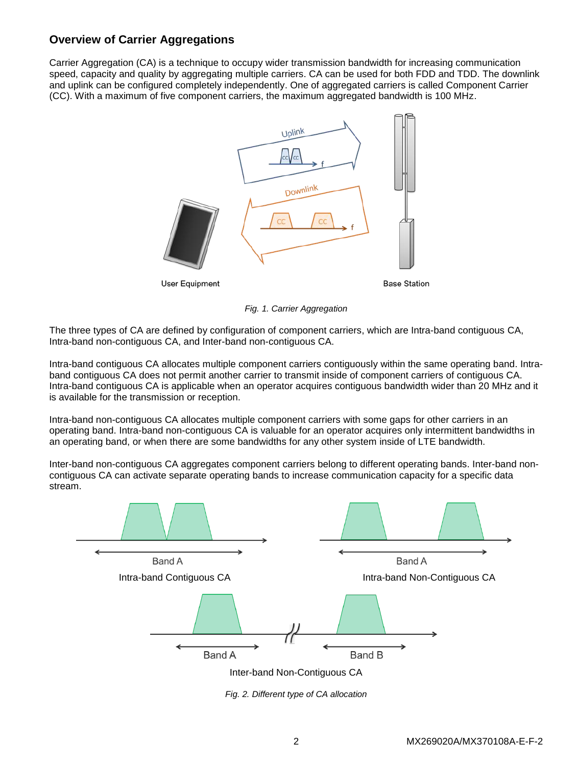## Overview of Carrier Aggregations

Carrier Aggregation (CA) is a technique to occupy wider transmission bandwidth for increasing communication speed, capacity and quality by aggregating multiple carriers. CA can be used for both FDD and TDD. The downlink and uplink can be configured completely independently. One of aggregated carriers is called Component Carrier (CC). With a maximum of five component carriers, the maximum aggregated bandwidth is 100 MHz.

*Fig. 1. Carrier Aggregation*

The three types of CA are defined by configuration of component carriers, which are Intra-band contiguous CA, Intra-band non-contiguous CA, and Inter-band non-contiguous CA.

Intra-band contiguous CA allocates multiple component carriers contiguously within the same operating band. Intra-band contiguous CA does not permit another carrier to transmit inside of component carriers of contiguous CA. Intra-band contiguous CA is applicable when an operator acquires contiguous bandwidth wider than 20 MHz and it is available for the transmission or reception.

Intra-band non-contiguous CA allocates multiple component carriers with some gaps for other carriers in an operating band. Intra-band non-contiguous CA is valuable for an operator acquires only intermittent bandwidths in an operating band, or when there are some bandwidths for any other system inside of LTE bandwidth.

Inter-band non-contiguous CA aggregates component carriers belong to different operating bands. Inter-band non-contiguous CA can activate separate operating bands to increase communication capacity for a specific data stream.

*Fig. 2. Different type of CA allocation*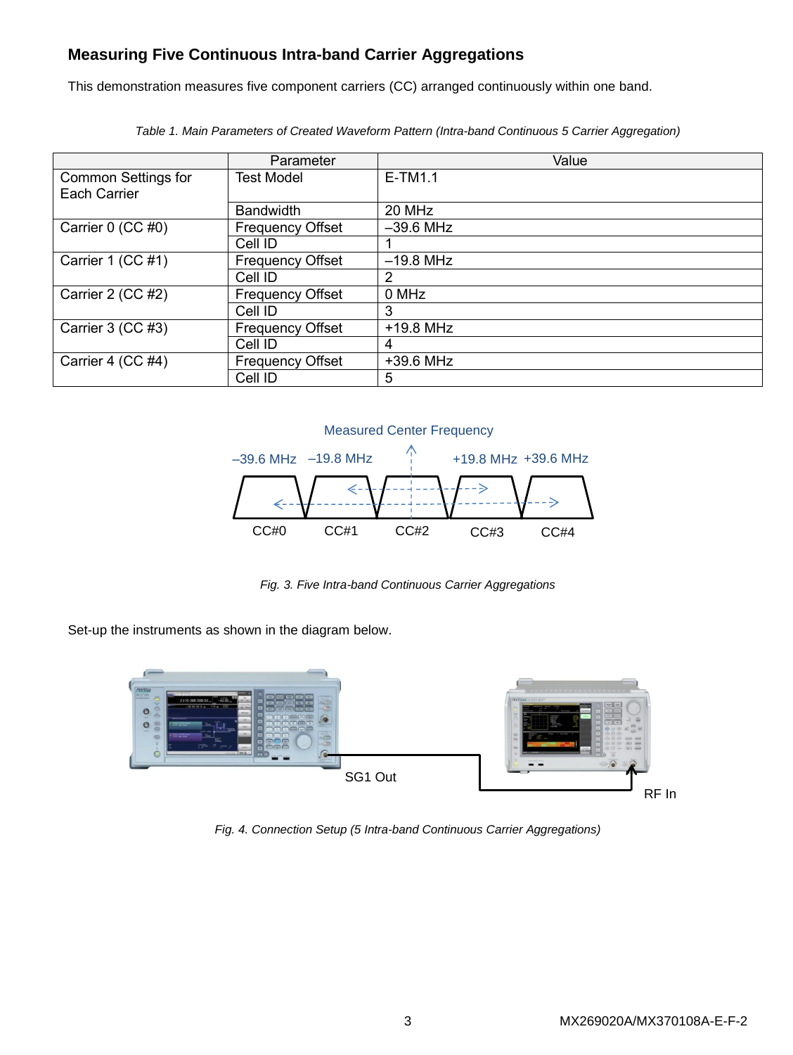## Measuring Five Continuous Intra-band Carrier Aggregations

This demonstration measures five component carriers (CC) arranged continuously within one band.

*Table 1. Main Parameters of Created Waveform Pattern (Intra-band Continuous 5 Carrier Aggregation)*

| | Parameter | Value |
|---|---|---|
| Common Settings for Each Carrier | Test Model | E-TM1.1 |
| | Bandwidth | 20 MHz |
| Carrier 0 (CC #0) | Frequency Offset | –39.6 MHz |
| | Cell ID | 1 |
| Carrier 1 (CC #1) | Frequency Offset | –19.8 MHz |
| | Cell ID | 2 |
| Carrier 2 (CC #2) | Frequency Offset | 0 MHz |
| | Cell ID | 3 |
| Carrier 3 (CC #3) | Frequency Offset | +19.8 MHz |
| | Cell ID | 4 |
| Carrier 4 (CC #4) | Frequency Offset | +39.6 MHz |
| | Cell ID | 5 |

Measured Center Frequency

–39.6 MHz –19.8 MHz +19.8 MHz +39.6 MHz

CC#0 CC#1 CC#2 CC#3 CC#4

*Fig. 3. Five Intra-band Continuous Carrier Aggregations*

Set-up the instruments as shown in the diagram below.

SG1 Out

RF In

*Fig. 4. Connection Setup (5 Intra-band Continuous Carrier Aggregations)*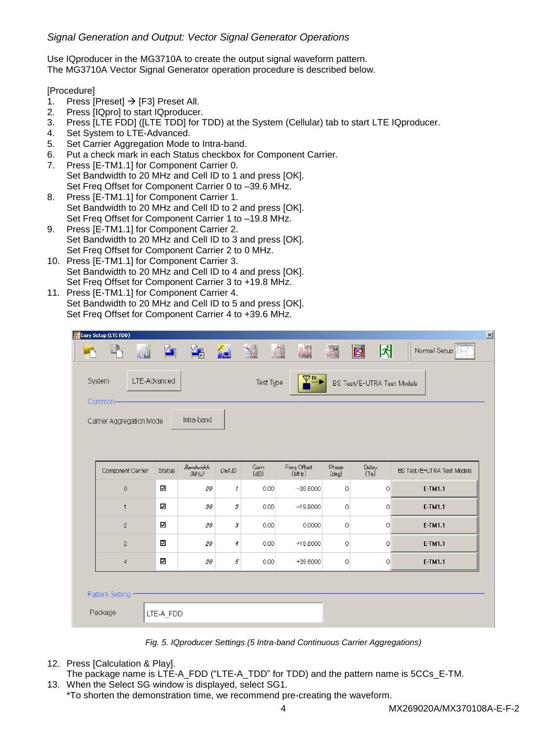*Signal Generation and Output: Vector Signal Generator Operations*

Use IQproducer in the MG3710A to create the output signal waveform pattern.
The MG3710A Vector Signal Generator operation procedure is described below.

[Procedure]

1. Press [Preset] → [F3] Preset All.
2. Press [IQpro] to start IQproducer.
3. Press [LTE FDD] ([LTE TDD] for TDD) at the System (Cellular) tab to start LTE IQproducer.
4. Set System to LTE-Advanced.
5. Set Carrier Aggregation Mode to Intra-band.
6. Put a check mark in each Status checkbox for Component Carrier.
7. Press [E-TM1.1] for Component Carrier 0.
   Set Bandwidth to 20 MHz and Cell ID to 1 and press [OK].
   Set Freq Offset for Component Carrier 0 to –39.6 MHz.
8. Press [E-TM1.1] for Component Carrier 1.
   Set Bandwidth to 20 MHz and Cell ID to 2 and press [OK].
   Set Freq Offset for Component Carrier 1 to –19.8 MHz.
9. Press [E-TM1.1] for Component Carrier 2.
   Set Bandwidth to 20 MHz and Cell ID to 3 and press [OK].
   Set Freq Offset for Component Carrier 2 to 0 MHz.
10. Press [E-TM1.1] for Component Carrier 3.
    Set Bandwidth to 20 MHz and Cell ID to 4 and press [OK].
    Set Freq Offset for Component Carrier 3 to +19.8 MHz.
11. Press [E-TM1.1] for Component Carrier 4.
    Set Bandwidth to 20 MHz and Cell ID to 5 and press [OK].
    Set Freq Offset for Component Carrier 4 to +39.6 MHz.

Easy Setup (LTE FDD)

Normal Setup

System: LTE-Advanced — Test Type: BS Test/E-UTRA Test Models

Common

Carrier Aggregation Mode: Intra-band

| Component Carrier | Status | Bandwidth (MHz) | Cell ID | Gain (dB) | Freq Offset (MHz) | Phase (deg) | Delay (Ts) | BS Test/E-UTRA Test Models |
|---|---|---|---|---|---|---|---|---|
| 0 | ☑ | 20 | 1 | 0.00 | −39.6000 | 0 | 0 | E-TM1.1 |
| 1 | ☑ | 20 | 2 | 0.00 | −19.8000 | 0 | 0 | E-TM1.1 |
| 2 | ☑ | 20 | 3 | 0.00 | 0.0000 | 0 | 0 | E-TM1.1 |
| 3 | ☑ | 20 | 4 | 0.00 | +19.8000 | 0 | 0 | E-TM1.1 |
| 4 | ☑ | 20 | 5 | 0.00 | +39.6000 | 0 | 0 | E-TM1.1 |

Pattern Setting

Package: LTE-A_FDD

*Fig. 5. IQproducer Settings (5 Intra-band Continuous Carrier Aggregations)*

12. Press [Calculation & Play].
    The package name is LTE-A_FDD (“LTE-A_TDD” for TDD) and the pattern name is 5CCs_E-TM.
13. When the Select SG window is displayed, select SG1.
    *To shorten the demonstration time, we recommend pre-creating the waveform.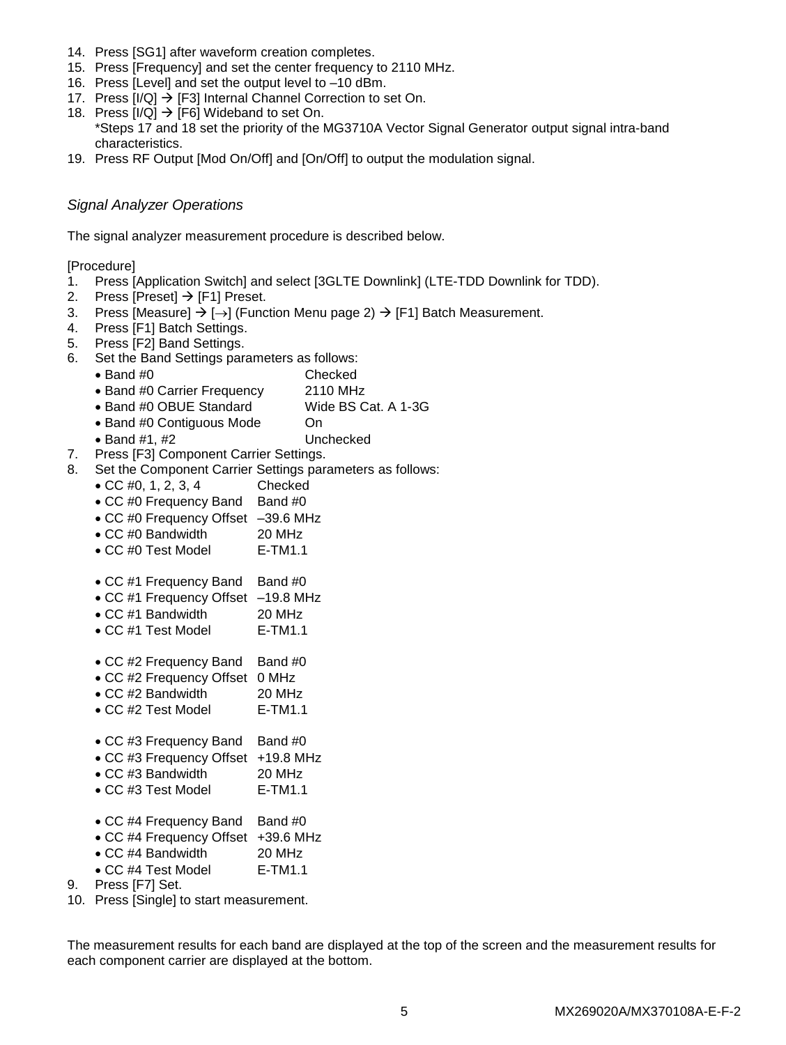14. Press [SG1] after waveform creation completes.
15. Press [Frequency] and set the center frequency to 2110 MHz.
16. Press [Level] and set the output level to –10 dBm.
17. Press [I/Q] → [F3] Internal Channel Correction to set On.
18. Press [I/Q] → [F6] Wideband to set On.
    *Steps 17 and 18 set the priority of the MG3710A Vector Signal Generator output signal intra-band characteristics.
19. Press RF Output [Mod On/Off] and [On/Off] to output the modulation signal.

*Signal Analyzer Operations*

The signal analyzer measurement procedure is described below.

[Procedure]

1. Press [Application Switch] and select [3GLTE Downlink] (LTE-TDD Downlink for TDD).
2. Press [Preset] → [F1] Preset.
3. Press [Measure] → [→] (Function Menu page 2) → [F1] Batch Measurement.
4. Press [F1] Batch Settings.
5. Press [F2] Band Settings.
6. Set the Band Settings parameters as follows:
    - Band #0 Checked
    - Band #0 Carrier Frequency 2110 MHz
    - Band #0 OBUE Standard Wide BS Cat. A 1-3G
    - Band #0 Contiguous Mode On
    - Band #1, #2 Unchecked
7. Press [F3] Component Carrier Settings.
8. Set the Component Carrier Settings parameters as follows:
    - CC #0, 1, 2, 3, 4 Checked
    - CC #0 Frequency Band Band #0
    - CC #0 Frequency Offset –39.6 MHz
    - CC #0 Bandwidth 20 MHz
    - CC #0 Test Model E-TM1.1

    - CC #1 Frequency Band Band #0
    - CC #1 Frequency Offset –19.8 MHz
    - CC #1 Bandwidth 20 MHz
    - CC #1 Test Model E-TM1.1

    - CC #2 Frequency Band Band #0
    - CC #2 Frequency Offset 0 MHz
    - CC #2 Bandwidth 20 MHz
    - CC #2 Test Model E-TM1.1

    - CC #3 Frequency Band Band #0
    - CC #3 Frequency Offset +19.8 MHz
    - CC #3 Bandwidth 20 MHz
    - CC #3 Test Model E-TM1.1

    - CC #4 Frequency Band Band #0
    - CC #4 Frequency Offset +39.6 MHz
    - CC #4 Bandwidth 20 MHz
    - CC #4 Test Model E-TM1.1
9. Press [F7] Set.
10. Press [Single] to start measurement.

The measurement results for each band are displayed at the top of the screen and the measurement results for each component carrier are displayed at the bottom.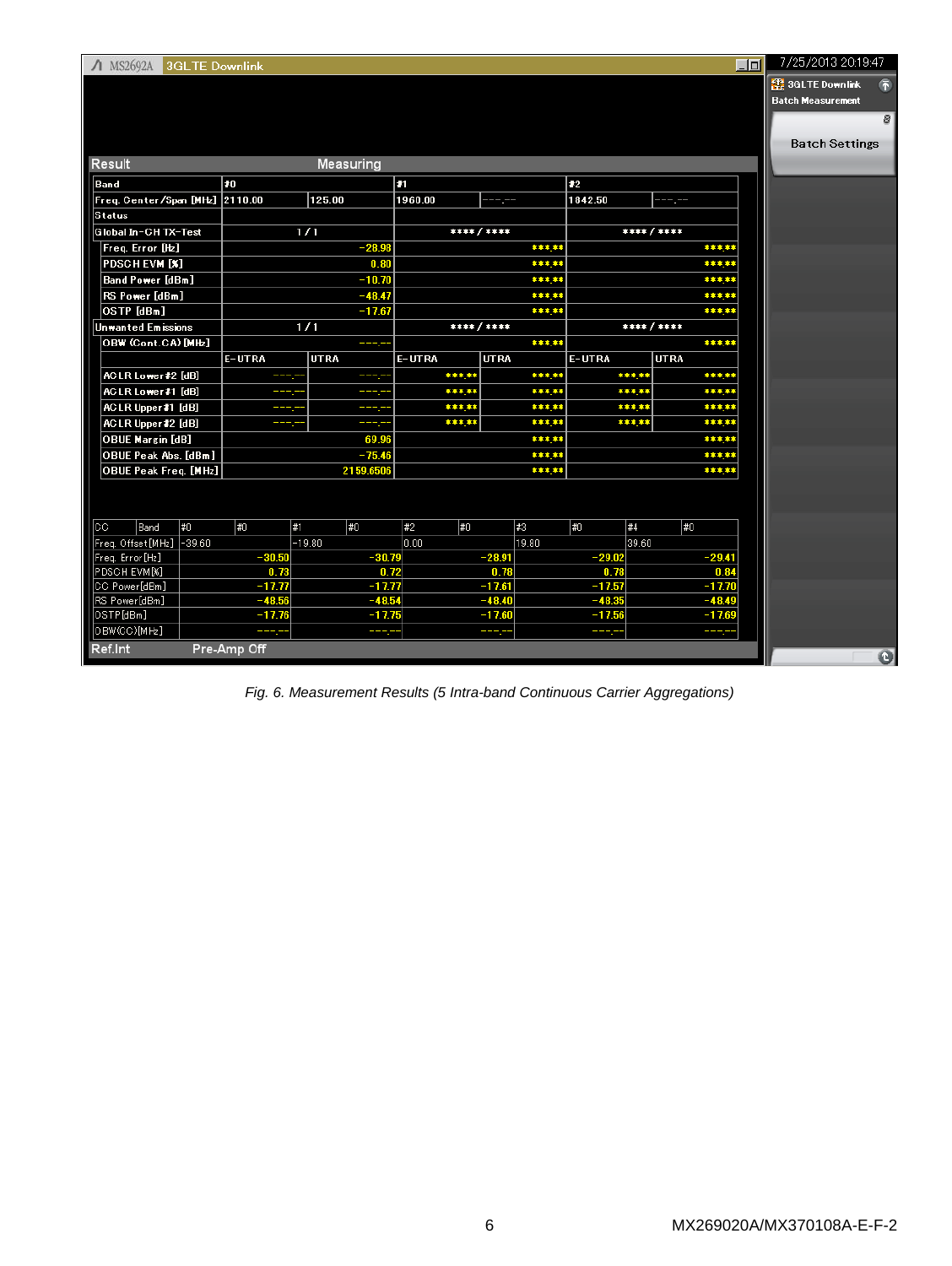| MS2692A 3GLTE Downlink | | | | | | 7/25/2013 20:19:47 |
|---|---|---|---|---|---|---|

Result — Measuring

| Band | #0 | | #1 | | #2 | |
|---|---|---|---|---|---|---|
| Freq. Center/Span [MHz] | 2110.00 | 125.00 | 1960.00 | ---.-- | 1842.50 | ---.-- |
| Status | | | | | | |
| Global In-CH TX-Test | 1 / 1 | | **** / **** | | **** / **** | |
| Freq. Error [Hz] | -28.98 | | ***.** | | ***.** | |
| PDSCH EVM [%] | 0.80 | | ***.** | | ***.** | |
| Band Power [dBm] | -10.70 | | ***.** | | ***.** | |
| RS Power [dBm] | -48.47 | | ***.** | | ***.** | |
| OSTP [dBm] | -17.67 | | ***.** | | ***.** | |
| Unwanted Emissions | 1 / 1 | | **** / **** | | **** / **** | |
| OBW (Cont.CA) [MHz] | ---.-- | | ***.** | | ***.** | |
| | E-UTRA | UTRA | E-UTRA | UTRA | E-UTRA | UTRA |
| ACLR Lower#2 [dB] | ---.-- | ---.-- | ***.** | ***.** | ***.** | ***.** |
| ACLR Lower#1 [dB] | ---.-- | ---.-- | ***.** | ***.** | ***.** | ***.** |
| ACLR Upper#1 [dB] | ---.-- | ---.-- | ***.** | ***.** | ***.** | ***.** |
| ACLR Upper#2 [dB] | ---.-- | ---.-- | ***.** | ***.** | ***.** | ***.** |
| OBUE Margin [dB] | 69.96 | | ***.** | | ***.** | |
| OBUE Peak Abs. [dBm] | -75.46 | | ***.** | | ***.** | |
| OBUE Peak Freq. [MHz] | 2159.6506 | | ***.** | | ***.** | |

| CC / Band | #0 / #0 | #1 / #0 | #2 / #0 | #3 / #0 | #4 / #0 |
|---|---|---|---|---|---|
| Freq. Offset[MHz] | -39.60 | -19.80 | 0.00 | 19.80 | 39.60 |
| Freq. Error[Hz] | -30.50 | -30.79 | -28.91 | -29.02 | -29.41 |
| PDSCH EVM[%] | 0.73 | 0.72 | 0.78 | 0.78 | 0.84 |
| CC Power[dBm] | -17.77 | -17.77 | -17.61 | -17.57 | -17.70 |
| RS Power[dBm] | -48.56 | -48.54 | -48.40 | -48.35 | -48.49 |
| OSTP[dBm] | -17.76 | -17.75 | -17.60 | -17.56 | -17.69 |
| OBW(CC)[MHz] | ---.-- | ---.-- | ---.-- | ---.-- | ---.-- |

Ref.Int Pre-Amp Off

3GLTE Downlink Batch Measurement

Batch Settings

*Fig. 6. Measurement Results (5 Intra-band Continuous Carrier Aggregations)*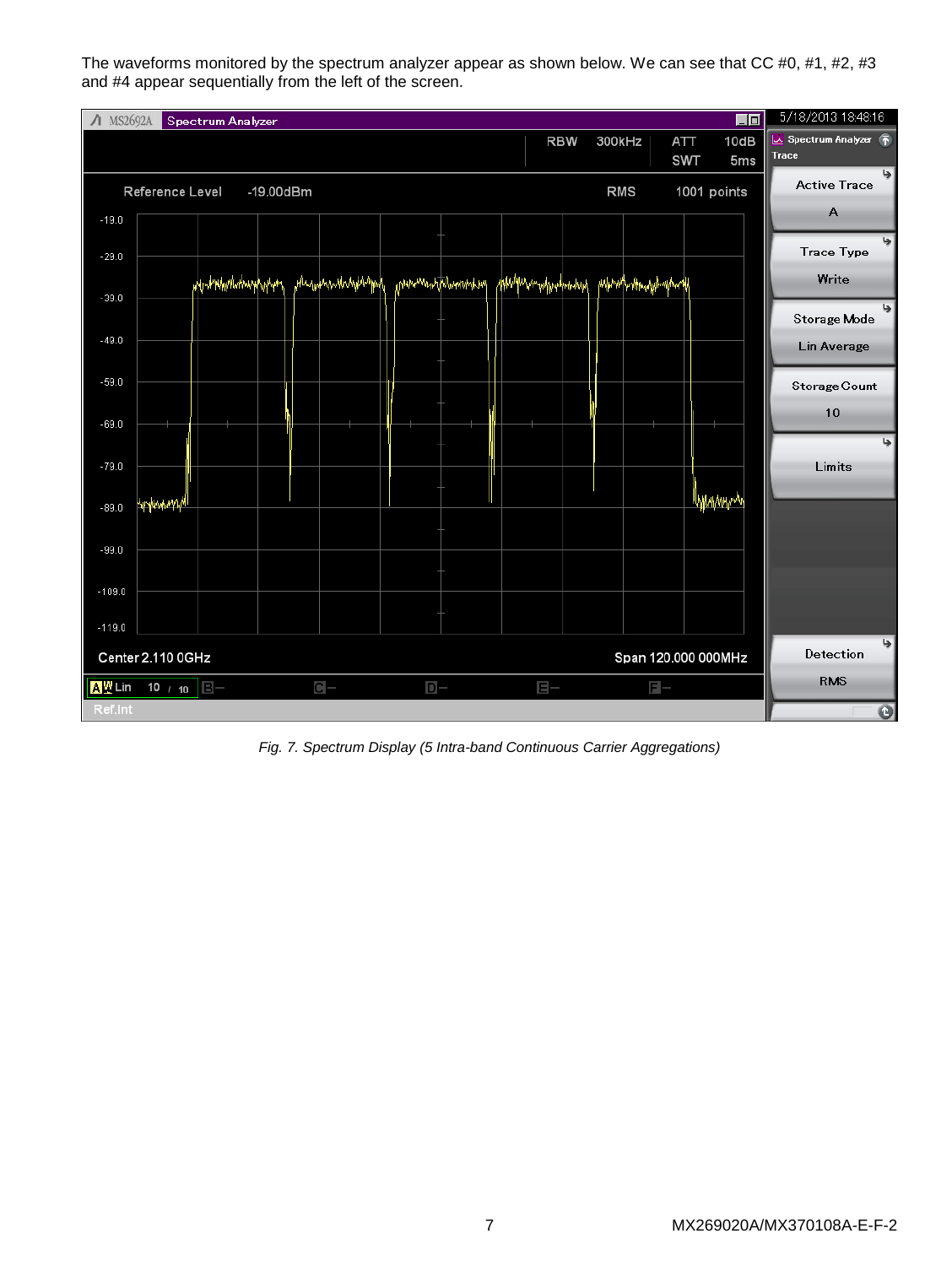The waveforms monitored by the spectrum analyzer appear as shown below. We can see that CC #0, #1, #2, #3 and #4 appear sequentially from the left of the screen.

*Fig. 7. Spectrum Display (5 Intra-band Continuous Carrier Aggregations)*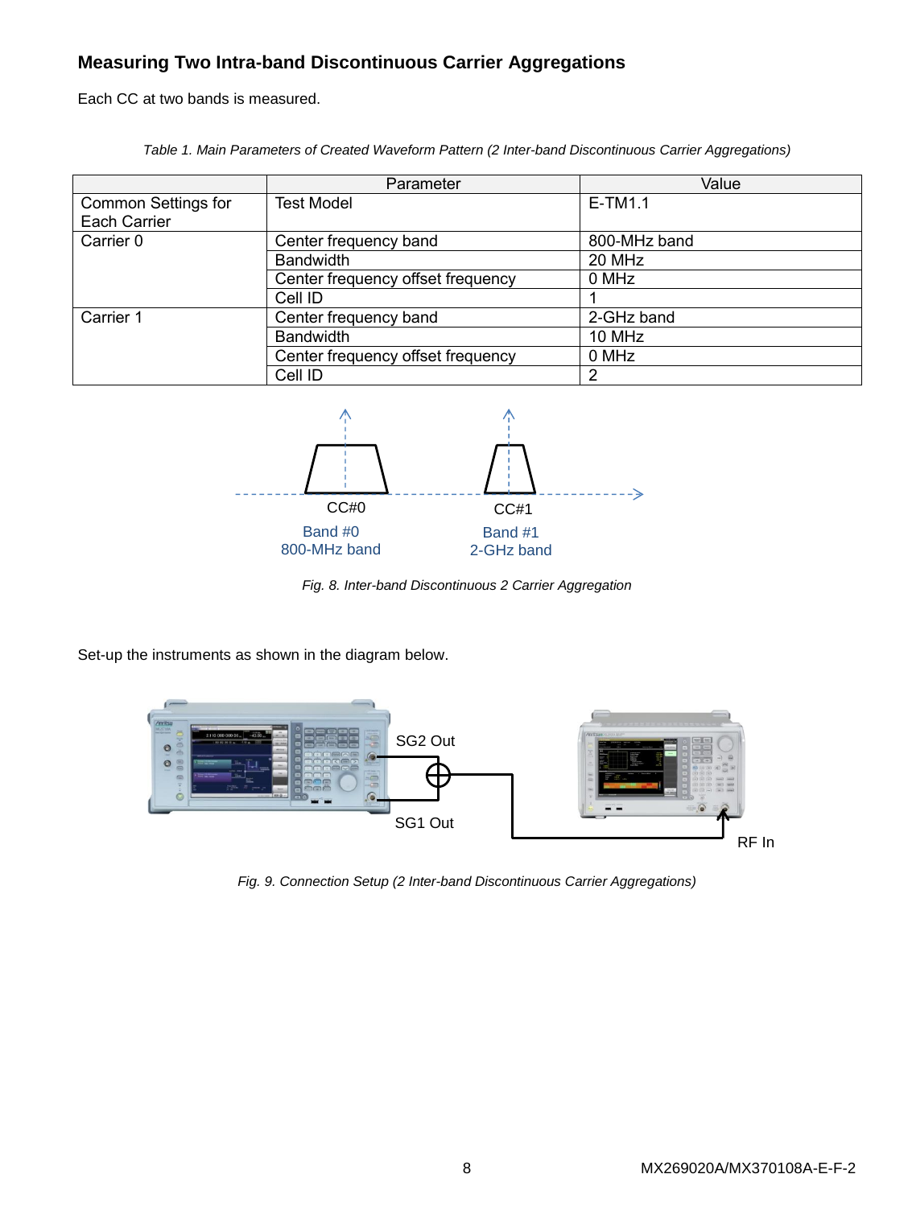## Measuring Two Intra-band Discontinuous Carrier Aggregations

Each CC at two bands is measured.

*Table 1. Main Parameters of Created Waveform Pattern (2 Inter-band Discontinuous Carrier Aggregations)*

| | Parameter | Value |
|---|---|---|
| Common Settings for Each Carrier | Test Model | E-TM1.1 |
| Carrier 0 | Center frequency band | 800-MHz band |
| | Bandwidth | 20 MHz |
| | Center frequency offset frequency | 0 MHz |
| | Cell ID | 1 |
| Carrier 1 | Center frequency band | 2-GHz band |
| | Bandwidth | 10 MHz |
| | Center frequency offset frequency | 0 MHz |
| | Cell ID | 2 |

CC#0 CC#1

Band #0 800-MHz band Band #1 2-GHz band

*Fig. 8. Inter-band Discontinuous 2 Carrier Aggregation*

Set-up the instruments as shown in the diagram below.

SG2 Out SG1 Out RF In

*Fig. 9. Connection Setup (2 Inter-band Discontinuous Carrier Aggregations)*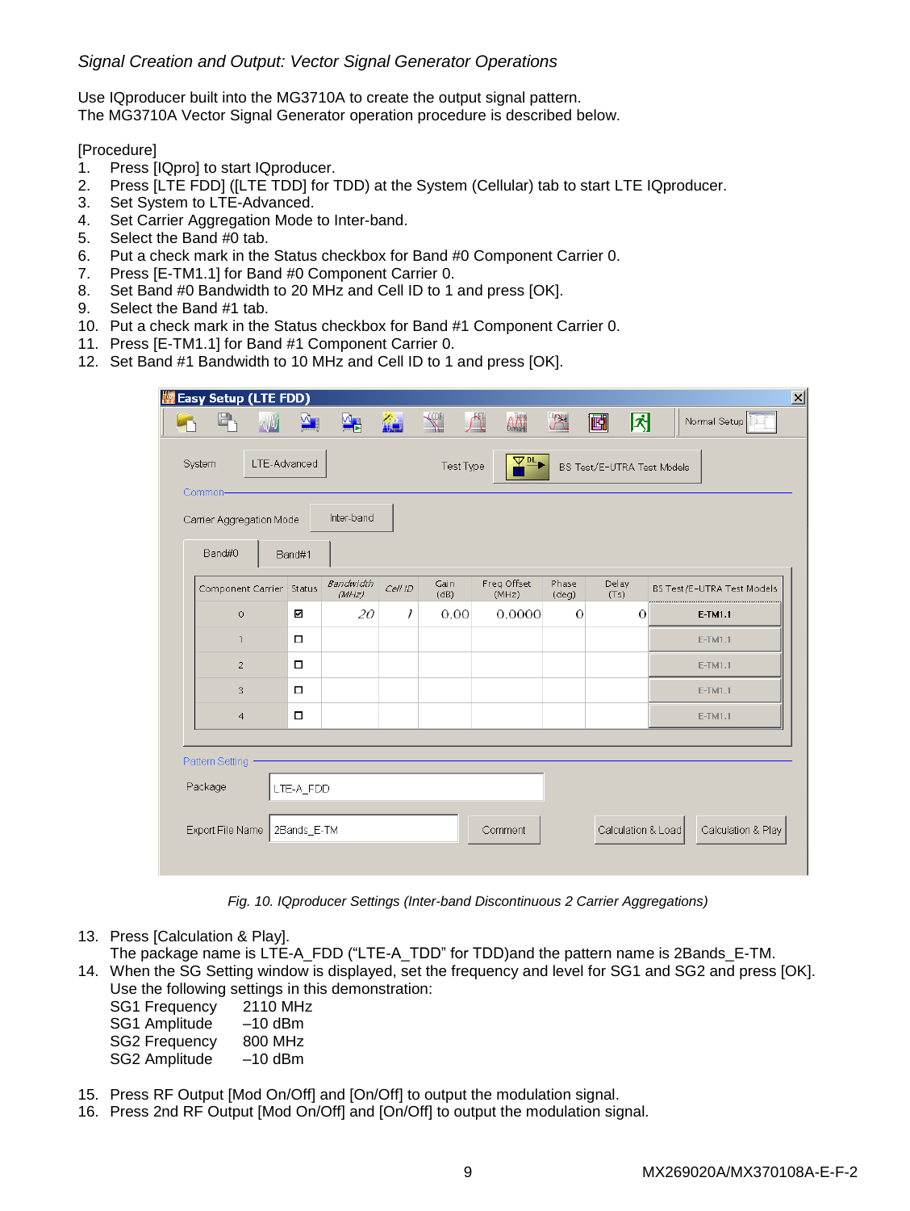*Signal Creation and Output: Vector Signal Generator Operations*

Use IQproducer built into the MG3710A to create the output signal pattern.
The MG3710A Vector Signal Generator operation procedure is described below.

[Procedure]

1. Press [IQpro] to start IQproducer.
2. Press [LTE FDD] ([LTE TDD] for TDD) at the System (Cellular) tab to start LTE IQproducer.
3. Set System to LTE-Advanced.
4. Set Carrier Aggregation Mode to Inter-band.
5. Select the Band #0 tab.
6. Put a check mark in the Status checkbox for Band #0 Component Carrier 0.
7. Press [E-TM1.1] for Band #0 Component Carrier 0.
8. Set Band #0 Bandwidth to 20 MHz and Cell ID to 1 and press [OK].
9. Select the Band #1 tab.
10. Put a check mark in the Status checkbox for Band #1 Component Carrier 0.
11. Press [E-TM1.1] for Band #1 Component Carrier 0.
12. Set Band #1 Bandwidth to 10 MHz and Cell ID to 1 and press [OK].

*Fig. 10. IQproducer Settings (Inter-band Discontinuous 2 Carrier Aggregations)*

13. Press [Calculation & Play].
    The package name is LTE-A_FDD (“LTE-A_TDD” for TDD)and the pattern name is 2Bands_E-TM.
14. When the SG Setting window is displayed, set the frequency and level for SG1 and SG2 and press [OK].
    Use the following settings in this demonstration:
    SG1 Frequency 2110 MHz
    SG1 Amplitude –10 dBm
    SG2 Frequency 800 MHz
    SG2 Amplitude –10 dBm
15. Press RF Output [Mod On/Off] and [On/Off] to output the modulation signal.
16. Press 2nd RF Output [Mod On/Off] and [On/Off] to output the modulation signal.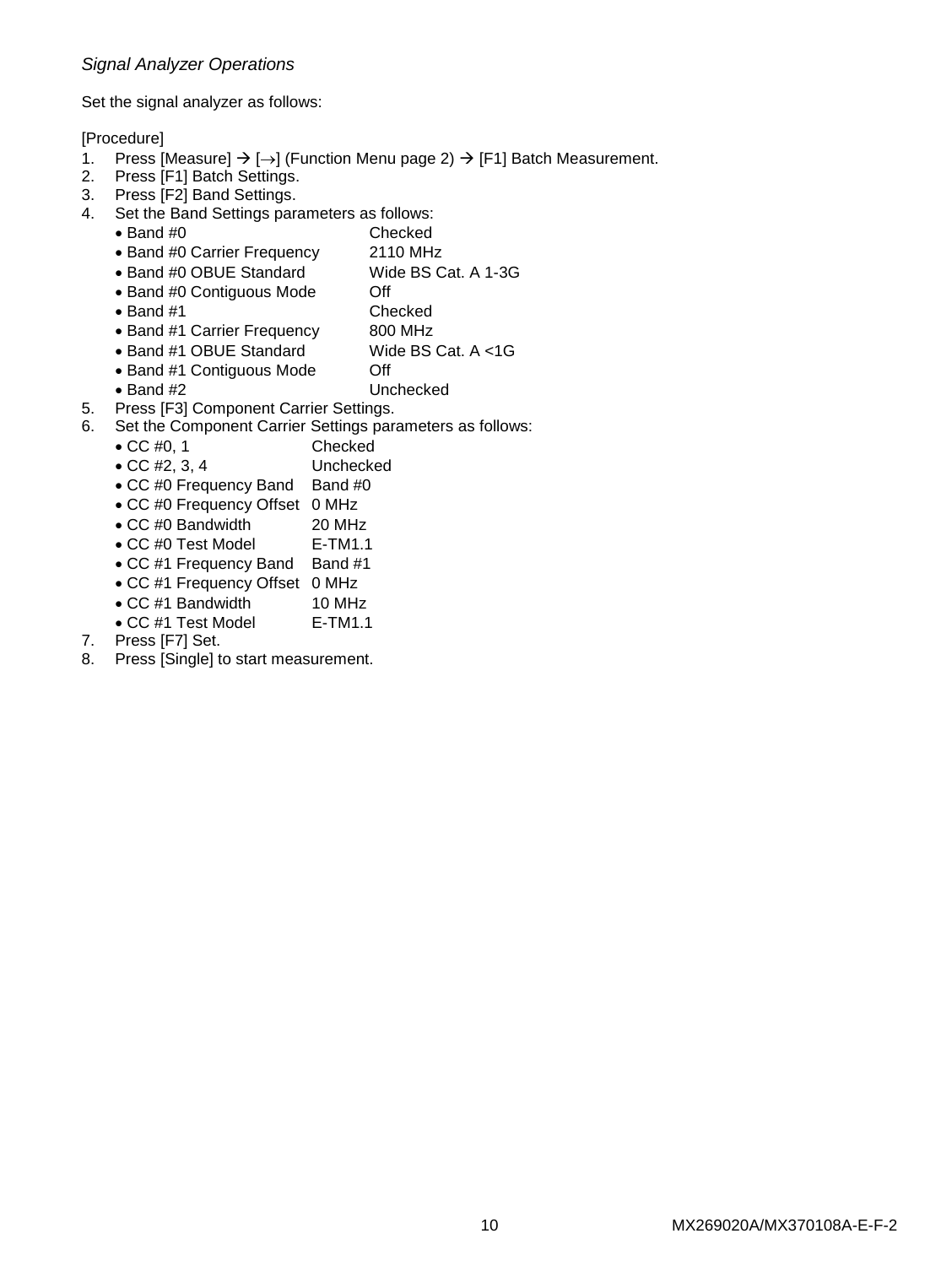*Signal Analyzer Operations*

Set the signal analyzer as follows:

[Procedure]

1. Press [Measure] → [→] (Function Menu page 2) → [F1] Batch Measurement.
2. Press [F1] Batch Settings.
3. Press [F2] Band Settings.
4. Set the Band Settings parameters as follows:
   - Band #0 Checked
   - Band #0 Carrier Frequency 2110 MHz
   - Band #0 OBUE Standard Wide BS Cat. A 1-3G
   - Band #0 Contiguous Mode Off
   - Band #1 Checked
   - Band #1 Carrier Frequency 800 MHz
   - Band #1 OBUE Standard Wide BS Cat. A <1G
   - Band #1 Contiguous Mode Off
   - Band #2 Unchecked
5. Press [F3] Component Carrier Settings.
6. Set the Component Carrier Settings parameters as follows:
   - CC #0, 1 Checked
   - CC #2, 3, 4 Unchecked
   - CC #0 Frequency Band Band #0
   - CC #0 Frequency Offset 0 MHz
   - CC #0 Bandwidth 20 MHz
   - CC #0 Test Model E-TM1.1
   - CC #1 Frequency Band Band #1
   - CC #1 Frequency Offset 0 MHz
   - CC #1 Bandwidth 10 MHz
   - CC #1 Test Model E-TM1.1
7. Press [F7] Set.
8. Press [Single] to start measurement.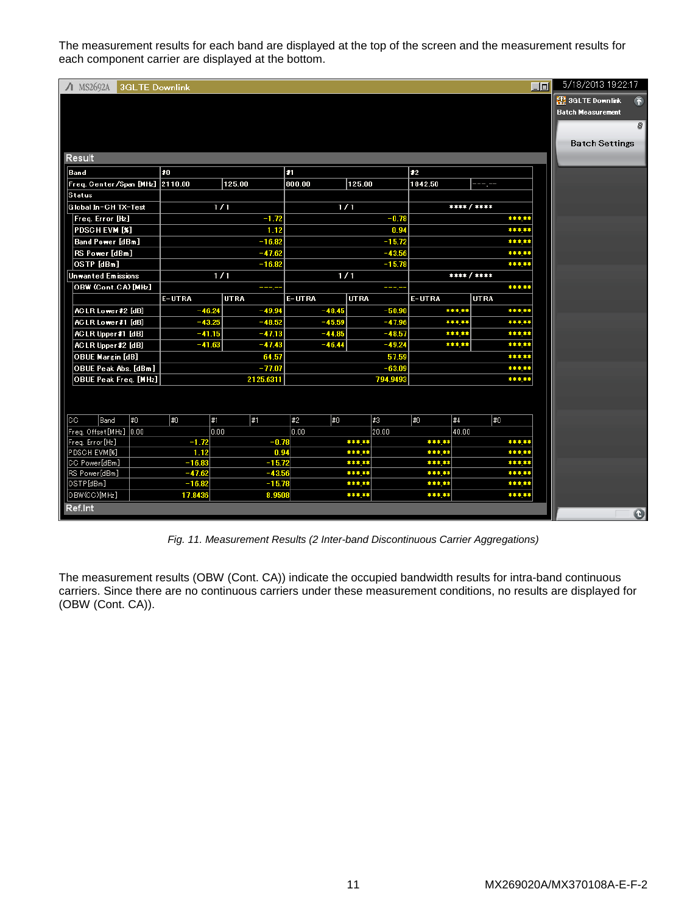The measurement results for each band are displayed at the top of the screen and the measurement results for each component carrier are displayed at the bottom.

| Band | #0 | | #1 | | #2 | |
|---|---|---|---|---|---|---|
| Freq. Center/Span [MHz] | 2110.00 | 125.00 | 800.00 | 125.00 | 1842.50 | ---.-- |
| Status | | | | | | |
| Global In-CH TX-Test | 1/1 | | 1/1 | | **** / **** | |
| Freq. Error [Hz] | | -1.72 | | -0.78 | | ***.** |
| PDSCH EVM [%] | | 1.12 | | 0.94 | | ***.** |
| Band Power [dBm] | | -16.82 | | -15.72 | | ***.** |
| RS Power [dBm] | | -47.62 | | -43.56 | | ***.** |
| OSTP [dBm] | | -16.82 | | -15.78 | | ***.** |
| Unwanted Emissions | 1/1 | | 1/1 | | **** / **** | |
| OBW (Cont.CA) [MHz] | | ---.-- | | ---.-- | | ***.** |
| | E-UTRA | UTRA | E-UTRA | UTRA | E-UTRA | UTRA |
| ACLR Lower#2 [dB] | -46.24 | -49.94 | -48.45 | -50.90 | ***.** | ***.** |
| ACLR Lower#1 [dB] | -43.25 | -48.52 | -45.59 | -47.96 | ***.** | ***.** |
| ACLR Upper#1 [dB] | -41.15 | -47.13 | -44.85 | -48.57 | ***.** | ***.** |
| ACLR Upper#2 [dB] | -41.63 | -47.43 | -46.44 | -49.24 | ***.** | ***.** |
| OBUE Margin [dB] | | 64.57 | | 57.59 | | ***.** |
| OBUE Peak Abs. [dBm] | | -77.07 | | -63.09 | | ***.** |
| OBUE Peak Freq. [MHz] | | 2125.6311 | | 794.9493 | | ***.** |

| CC / Band | #0 / #0 | #1 / #1 | #2 / #0 | #3 / #0 | #4 / #0 |
|---|---|---|---|---|---|
| Freq. Offset[MHz] | 0.00 | 0.00 | 0.00 | 20.00 | 40.00 |
| Freq. Error[Hz] | -1.72 | -0.78 | ***.** | ***.** | ***.** |
| PDSCH EVM[%] | 1.12 | 0.94 | ***.** | ***.** | ***.** |
| CC Power[dBm] | -16.83 | -15.72 | ***.** | ***.** | ***.** |
| RS Power[dBm] | -47.62 | -43.56 | ***.** | ***.** | ***.** |
| OSTP[dBm] | -16.82 | -15.78 | ***.** | ***.** | ***.** |
| OBW(CC)[MHz] | 17.8436 | 8.9508 | ***.** | ***.** | ***.** |

*Fig. 11. Measurement Results (2 Inter-band Discontinuous Carrier Aggregations)*

The measurement results (OBW (Cont. CA)) indicate the occupied bandwidth results for intra-band continuous carriers. Since there are no continuous carriers under these measurement conditions, no results are displayed for (OBW (Cont. CA)).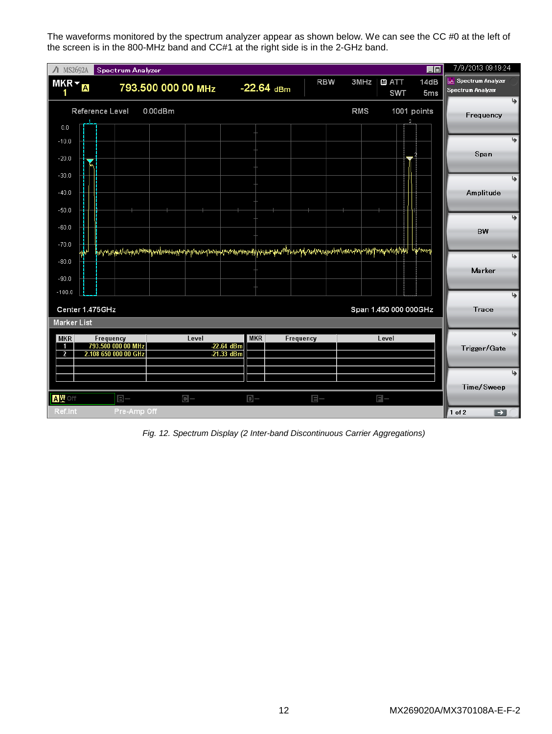The waveforms monitored by the spectrum analyzer appear as shown below. We can see the CC #0 at the left of the screen is in the 800-MHz band and CC#1 at the right side is in the 2-GHz band.

*Fig. 12. Spectrum Display (2 Inter-band Discontinuous Carrier Aggregations)*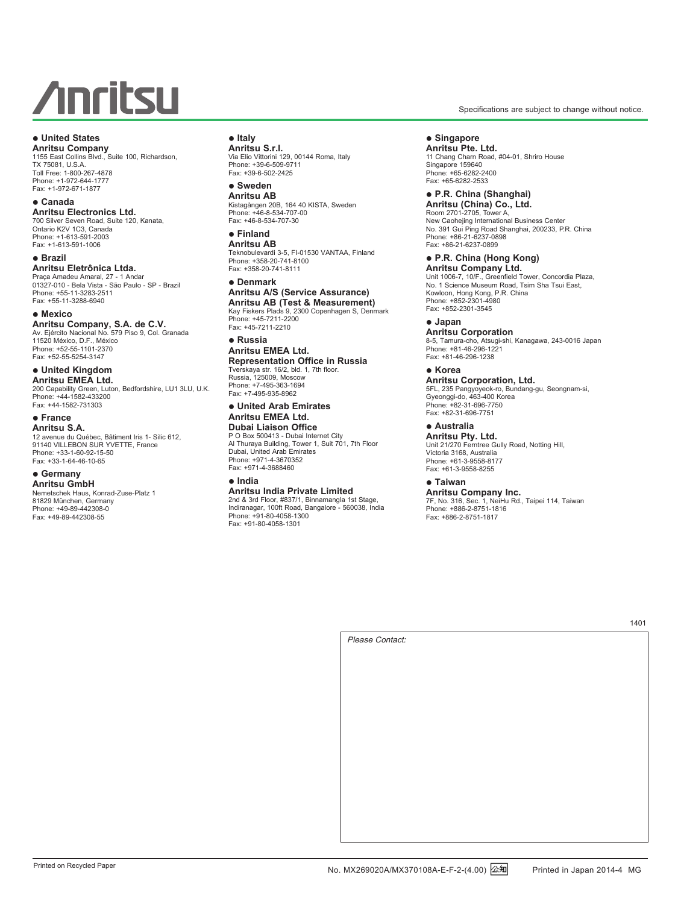# Anritsu

Specifications are subject to change without notice.

● **United States**
**Anritsu Company**
1155 East Collins Blvd., Suite 100, Richardson, TX 75081, U.S.A.
Toll Free: 1-800-267-4878
Phone: +1-972-644-1777
Fax: +1-972-671-1877

● **Canada**
**Anritsu Electronics Ltd.**
700 Silver Seven Road, Suite 120, Kanata, Ontario K2V 1C3, Canada
Phone: +1-613-591-2003
Fax: +1-613-591-1006

● **Brazil**
**Anritsu Eletrônica Ltda.**
Praça Amadeu Amaral, 27 - 1 Andar
01327-010 - Bela Vista - São Paulo - SP - Brazil
Phone: +55-11-3283-2511
Fax: +55-11-3288-6940

● **Mexico**
**Anritsu Company, S.A. de C.V.**
Av. Ejército Nacional No. 579 Piso 9, Col. Granada
11520 México, D.F., México
Phone: +52-55-1101-2370
Fax: +52-55-5254-3147

● **United Kingdom**
**Anritsu EMEA Ltd.**
200 Capability Green, Luton, Bedfordshire, LU1 3LU, U.K.
Phone: +44-1582-433200
Fax: +44-1582-731303

● **France**
**Anritsu S.A.**
12 avenue du Québec, Bâtiment Iris 1- Silic 612, 91140 VILLEBON SUR YVETTE, France
Phone: +33-1-60-92-15-50
Fax: +33-1-64-46-10-65

● **Germany**
**Anritsu GmbH**
Nemetschek Haus, Konrad-Zuse-Platz 1
81829 München, Germany
Phone: +49-89-442308-0
Fax: +49-89-442308-55

● **Italy**
**Anritsu S.r.l.**
Via Elio Vittorini 129, 00144 Roma, Italy
Phone: +39-6-509-9711
Fax: +39-6-502-2425

● **Sweden**
**Anritsu AB**
Kistagången 20B, 164 40 KISTA, Sweden
Phone: +46-8-534-707-00
Fax: +46-8-534-707-30

● **Finland**
**Anritsu AB**
Teknobulevardi 3-5, FI-01530 VANTAA, Finland
Phone: +358-20-741-8100
Fax: +358-20-741-8111

● **Denmark**
**Anritsu A/S (Service Assurance)**
**Anritsu AB (Test & Measurement)**
Kay Fiskers Plads 9, 2300 Copenhagen S, Denmark
Phone: +45-7211-2200
Fax: +45-7211-2210

● **Russia**
**Anritsu EMEA Ltd.**
**Representation Office in Russia**
Tverskaya str. 16/2, bld. 1, 7th floor.
Russia, 125009, Moscow
Phone: +7-495-363-1694
Fax: +7-495-935-8962

● **United Arab Emirates**
**Anritsu EMEA Ltd.**
**Dubai Liaison Office**
P O Box 500413 - Dubai Internet City
Al Thuraya Building, Tower 1, Suit 701, 7th Floor
Dubai, United Arab Emirates
Phone: +971-4-3670352
Fax: +971-4-3688460

● **India**
**Anritsu India Private Limited**
2nd & 3rd Floor, #837/1, Binnamangla 1st Stage, Indiranagar, 100ft Road, Bangalore - 560038, India
Phone: +91-80-4058-1300
Fax: +91-80-4058-1301

● **Singapore**
**Anritsu Pte. Ltd.**
11 Chang Charn Road, #04-01, Shriro House
Singapore 159640
Phone: +65-6282-2400
Fax: +65-6282-2533

● **P.R. China (Shanghai)**
**Anritsu (China) Co., Ltd.**
Room 2701-2705, Tower A,
New Caohejing International Business Center
No. 391 Gui Ping Road Shanghai, 200233, P.R. China
Phone: +86-21-6237-0898
Fax: +86-21-6237-0899

● **P.R. China (Hong Kong)**
**Anritsu Company Ltd.**
Unit 1006-7, 10/F., Greenfield Tower, Concordia Plaza, No. 1 Science Museum Road, Tsim Sha Tsui East, Kowloon, Hong Kong, P.R. China
Phone: +852-2301-4980
Fax: +852-2301-3545

● **Japan**
**Anritsu Corporation**
8-5, Tamura-cho, Atsugi-shi, Kanagawa, 243-0016 Japan
Phone: +81-46-296-1221
Fax: +81-46-296-1238

● **Korea**
**Anritsu Corporation, Ltd.**
5FL, 235 Pangyoyeok-ro, Bundang-gu, Seongnam-si, Gyeonggi-do, 463-400 Korea
Phone: +82-31-696-7750
Fax: +82-31-696-7751

● **Australia**
**Anritsu Pty. Ltd.**
Unit 21/270 Ferntree Gully Road, Notting Hill, Victoria 3168, Australia
Phone: +61-3-9558-8177
Fax: +61-3-9558-8255

● **Taiwan**
**Anritsu Company Inc.**
7F, No. 316, Sec. 1, NeiHu Rd., Taipei 114, Taiwan
Phone: +886-2-8751-1816
Fax: +886-2-8751-1817

1401

*Please Contact:*

Printed on Recycled Paper

No. MX269020A/MX370108A-E-F-2-(4.00) 公知 Printed in Japan 2014-4 MG